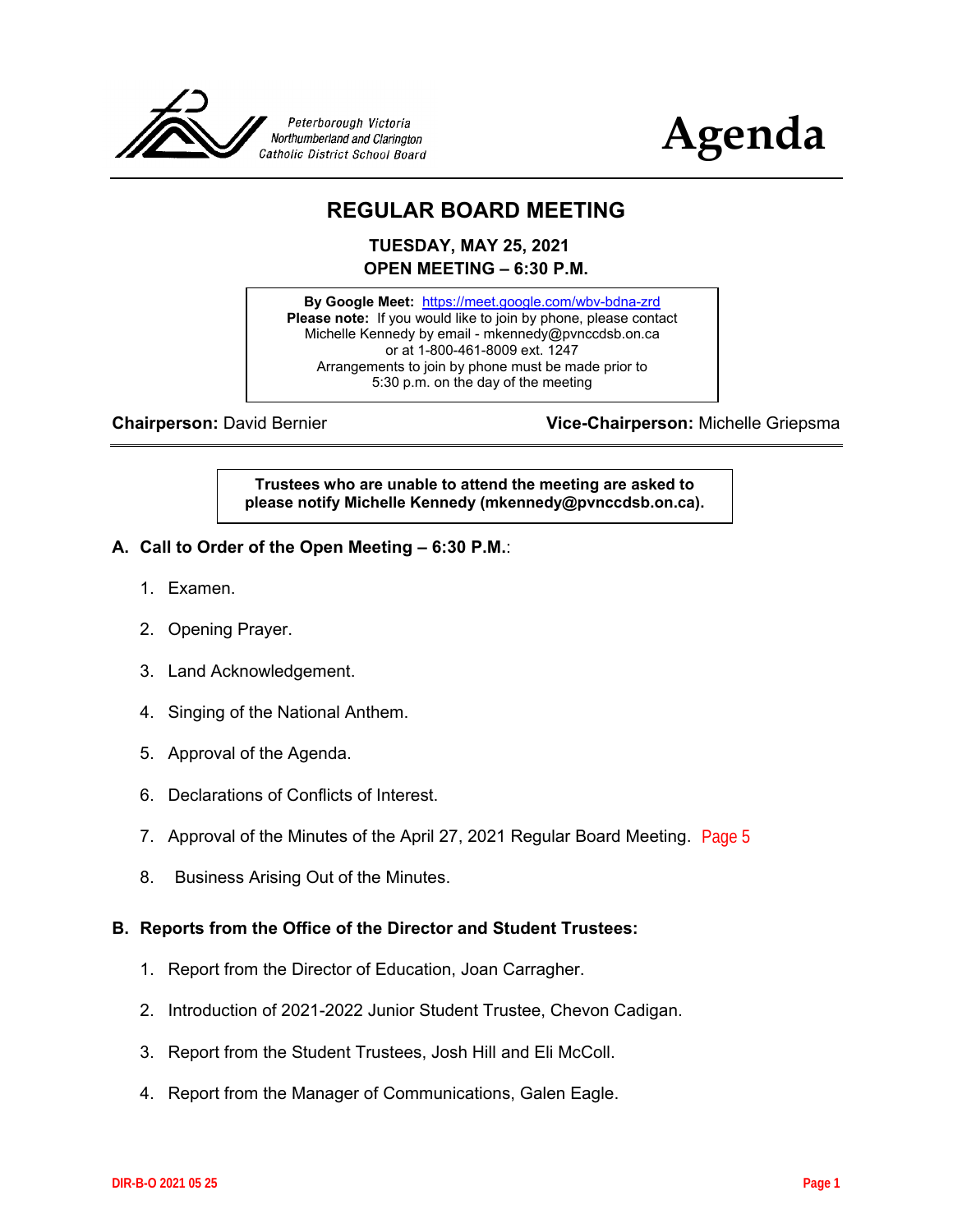Peterborough Victoria Northumberland and Clarington Catholic District School Board

# Agenda

## REGULAR BOARD MEETING

**TUESDAY, MAY 25, 2021**
**OPEN MEETING – 6:30 P.M.**

**By Google Meet:** https://meet.google.com/wbv-bdna-zrd
**Please note:** If you would like to join by phone, please contact Michelle Kennedy by email - mkennedy@pvnccdsb.on.ca or at 1-800-461-8009 ext. 1247
Arrangements to join by phone must be made prior to 5:30 p.m. on the day of the meeting

**Chairperson:** David Bernier **Vice-Chairperson:** Michelle Griepsma

**Trustees who are unable to attend the meeting are asked to please notify Michelle Kennedy (mkennedy@pvnccdsb.on.ca).**

### A. Call to Order of the Open Meeting – 6:30 P.M.:

1. Examen.
2. Opening Prayer.
3. Land Acknowledgement.
4. Singing of the National Anthem.
5. Approval of the Agenda.
6. Declarations of Conflicts of Interest.
7. Approval of the Minutes of the April 27, 2021 Regular Board Meeting. Page 5
8. Business Arising Out of the Minutes.

### B. Reports from the Office of the Director and Student Trustees:

1. Report from the Director of Education, Joan Carragher.
2. Introduction of 2021-2022 Junior Student Trustee, Chevon Cadigan.
3. Report from the Student Trustees, Josh Hill and Eli McColl.
4. Report from the Manager of Communications, Galen Eagle.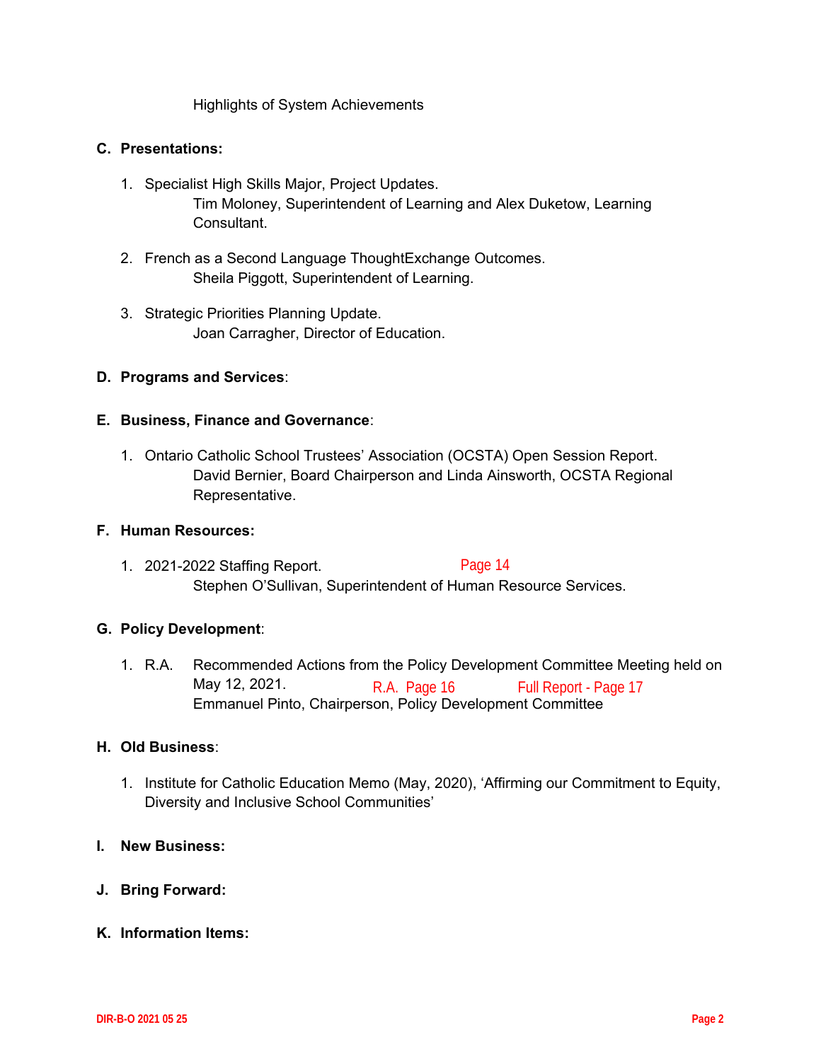Highlights of System Achievements

## C. Presentations:

1. Specialist High Skills Major, Project Updates.
   Tim Moloney, Superintendent of Learning and Alex Duketow, Learning Consultant.

2. French as a Second Language ThoughtExchange Outcomes.
   Sheila Piggott, Superintendent of Learning.

3. Strategic Priorities Planning Update.
   Joan Carragher, Director of Education.

## D. Programs and Services:

## E. Business, Finance and Governance:

1. Ontario Catholic School Trustees' Association (OCSTA) Open Session Report.
   David Bernier, Board Chairperson and Linda Ainsworth, OCSTA Regional Representative.

## F. Human Resources:

1. 2021-2022 Staffing Report. Page 14
   Stephen O'Sullivan, Superintendent of Human Resource Services.

## G. Policy Development:

1. R.A. Recommended Actions from the Policy Development Committee Meeting held on May 12, 2021. R.A. Page 16 Full Report - Page 17
   Emmanuel Pinto, Chairperson, Policy Development Committee

## H. Old Business:

1. Institute for Catholic Education Memo (May, 2020), 'Affirming our Commitment to Equity, Diversity and Inclusive School Communities'

## I. New Business:

## J. Bring Forward:

## K. Information Items: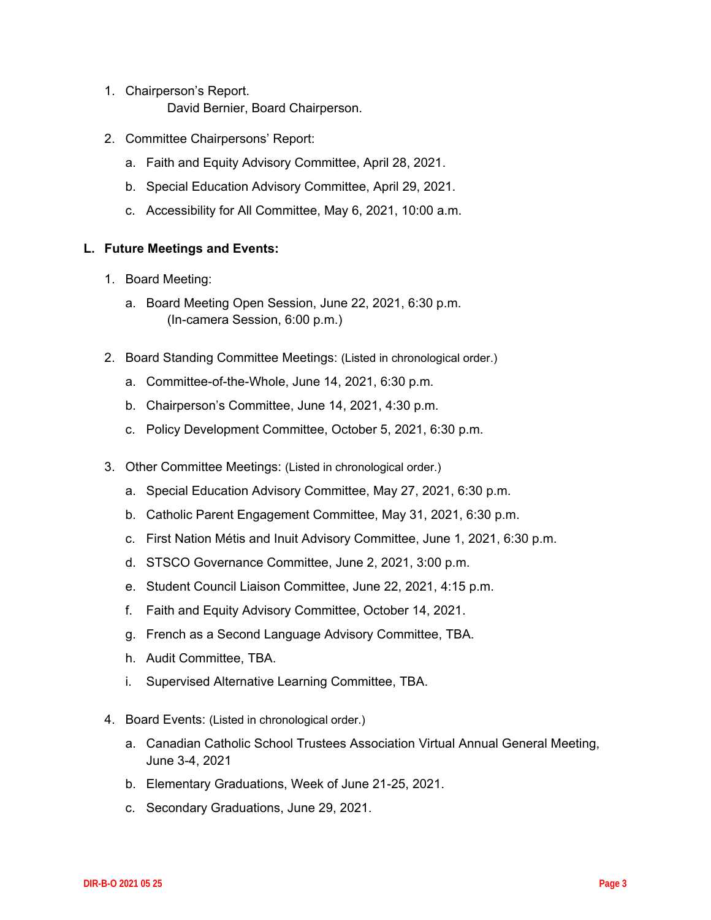1. Chairperson's Report.
   David Bernier, Board Chairperson.

2. Committee Chairpersons' Report:

   a. Faith and Equity Advisory Committee, April 28, 2021.

   b. Special Education Advisory Committee, April 29, 2021.

   c. Accessibility for All Committee, May 6, 2021, 10:00 a.m.

## L. Future Meetings and Events:

1. Board Meeting:

   a. Board Meeting Open Session, June 22, 2021, 6:30 p.m.
      (In-camera Session, 6:00 p.m.)

2. Board Standing Committee Meetings: (Listed in chronological order.)

   a. Committee-of-the-Whole, June 14, 2021, 6:30 p.m.

   b. Chairperson's Committee, June 14, 2021, 4:30 p.m.

   c. Policy Development Committee, October 5, 2021, 6:30 p.m.

3. Other Committee Meetings: (Listed in chronological order.)

   a. Special Education Advisory Committee, May 27, 2021, 6:30 p.m.

   b. Catholic Parent Engagement Committee, May 31, 2021, 6:30 p.m.

   c. First Nation Métis and Inuit Advisory Committee, June 1, 2021, 6:30 p.m.

   d. STSCO Governance Committee, June 2, 2021, 3:00 p.m.

   e. Student Council Liaison Committee, June 22, 2021, 4:15 p.m.

   f. Faith and Equity Advisory Committee, October 14, 2021.

   g. French as a Second Language Advisory Committee, TBA.

   h. Audit Committee, TBA.

   i. Supervised Alternative Learning Committee, TBA.

4. Board Events: (Listed in chronological order.)

   a. Canadian Catholic School Trustees Association Virtual Annual General Meeting, June 3-4, 2021

   b. Elementary Graduations, Week of June 21-25, 2021.

   c. Secondary Graduations, June 29, 2021.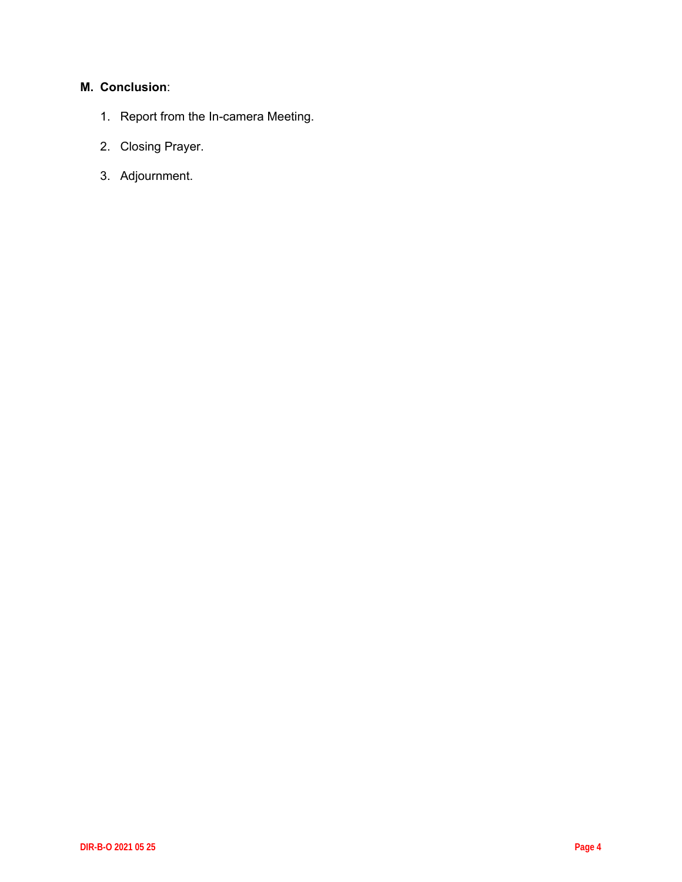**M. Conclusion**:

1. Report from the In-camera Meeting.
2. Closing Prayer.
3. Adjournment.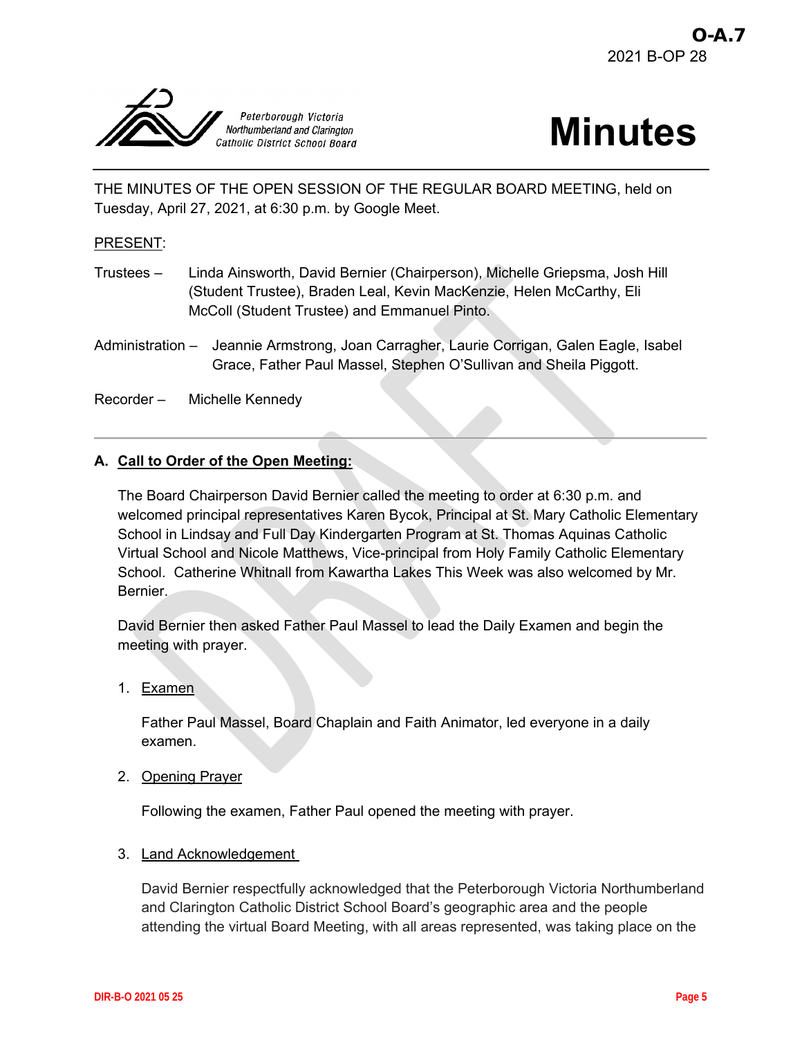O-A.7
2021 B-OP 28

Peterborough Victoria Northumberland and Clarington Catholic District School Board

# Minutes

THE MINUTES OF THE OPEN SESSION OF THE REGULAR BOARD MEETING, held on Tuesday, April 27, 2021, at 6:30 p.m. by Google Meet.

PRESENT:

Trustees – Linda Ainsworth, David Bernier (Chairperson), Michelle Griepsma, Josh Hill (Student Trustee), Braden Leal, Kevin MacKenzie, Helen McCarthy, Eli McColl (Student Trustee) and Emmanuel Pinto.

Administration – Jeannie Armstrong, Joan Carragher, Laurie Corrigan, Galen Eagle, Isabel Grace, Father Paul Massel, Stephen O'Sullivan and Sheila Piggott.

Recorder – Michelle Kennedy

---

## A. Call to Order of the Open Meeting:

The Board Chairperson David Bernier called the meeting to order at 6:30 p.m. and welcomed principal representatives Karen Bycok, Principal at St. Mary Catholic Elementary School in Lindsay and Full Day Kindergarten Program at St. Thomas Aquinas Catholic Virtual School and Nicole Matthews, Vice-principal from Holy Family Catholic Elementary School. Catherine Whitnall from Kawartha Lakes This Week was also welcomed by Mr. Bernier.

David Bernier then asked Father Paul Massel to lead the Daily Examen and begin the meeting with prayer.

1. Examen

   Father Paul Massel, Board Chaplain and Faith Animator, led everyone in a daily examen.

2. Opening Prayer

   Following the examen, Father Paul opened the meeting with prayer.

3. Land Acknowledgement

   David Bernier respectfully acknowledged that the Peterborough Victoria Northumberland and Clarington Catholic District School Board's geographic area and the people attending the virtual Board Meeting, with all areas represented, was taking place on the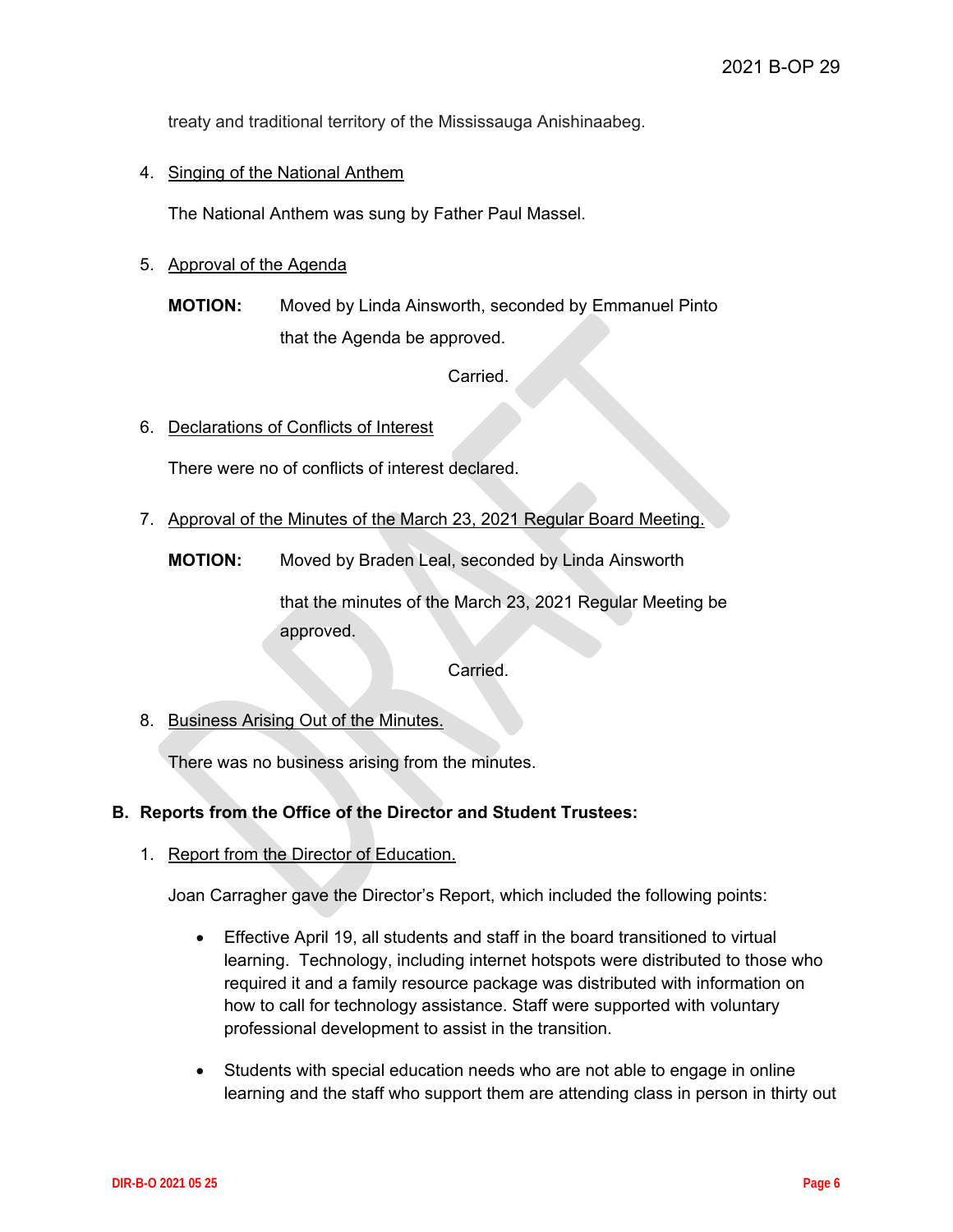treaty and traditional territory of the Mississauga Anishinaabeg.

4. Singing of the National Anthem

   The National Anthem was sung by Father Paul Massel.

5. Approval of the Agenda

   **MOTION:** Moved by Linda Ainsworth, seconded by Emmanuel Pinto that the Agenda be approved.

   Carried.

6. Declarations of Conflicts of Interest

   There were no of conflicts of interest declared.

7. Approval of the Minutes of the March 23, 2021 Regular Board Meeting.

   **MOTION:** Moved by Braden Leal, seconded by Linda Ainsworth

   that the minutes of the March 23, 2021 Regular Meeting be approved.

   Carried.

8. Business Arising Out of the Minutes.

   There was no business arising from the minutes.

## B. Reports from the Office of the Director and Student Trustees:

1. Report from the Director of Education.

   Joan Carragher gave the Director's Report, which included the following points:

   - Effective April 19, all students and staff in the board transitioned to virtual learning. Technology, including internet hotspots were distributed to those who required it and a family resource package was distributed with information on how to call for technology assistance. Staff were supported with voluntary professional development to assist in the transition.

   - Students with special education needs who are not able to engage in online learning and the staff who support them are attending class in person in thirty out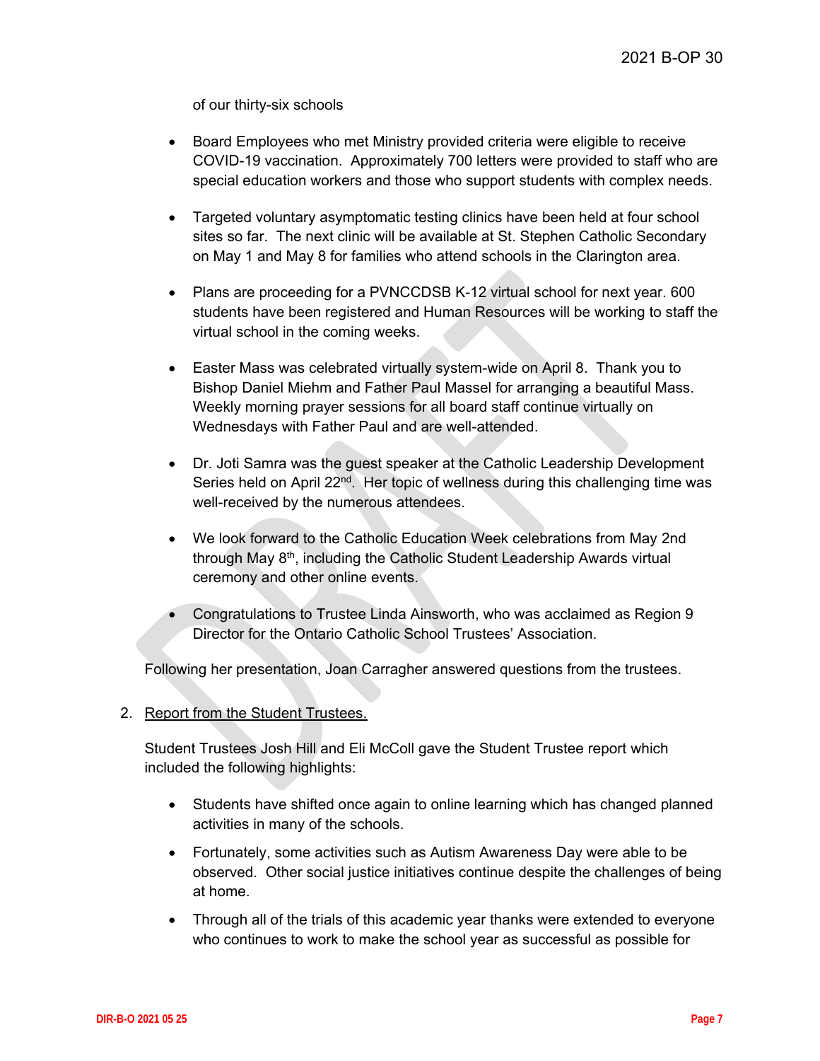of our thirty-six schools

- Board Employees who met Ministry provided criteria were eligible to receive COVID-19 vaccination. Approximately 700 letters were provided to staff who are special education workers and those who support students with complex needs.

- Targeted voluntary asymptomatic testing clinics have been held at four school sites so far. The next clinic will be available at St. Stephen Catholic Secondary on May 1 and May 8 for families who attend schools in the Clarington area.

- Plans are proceeding for a PVNCCDSB K-12 virtual school for next year. 600 students have been registered and Human Resources will be working to staff the virtual school in the coming weeks.

- Easter Mass was celebrated virtually system-wide on April 8. Thank you to Bishop Daniel Miehm and Father Paul Massel for arranging a beautiful Mass. Weekly morning prayer sessions for all board staff continue virtually on Wednesdays with Father Paul and are well-attended.

- Dr. Joti Samra was the guest speaker at the Catholic Leadership Development Series held on April 22nd. Her topic of wellness during this challenging time was well-received by the numerous attendees.

- We look forward to the Catholic Education Week celebrations from May 2nd through May 8th, including the Catholic Student Leadership Awards virtual ceremony and other online events.

- Congratulations to Trustee Linda Ainsworth, who was acclaimed as Region 9 Director for the Ontario Catholic School Trustees' Association.

Following her presentation, Joan Carragher answered questions from the trustees.

2. Report from the Student Trustees.

   Student Trustees Josh Hill and Eli McColl gave the Student Trustee report which included the following highlights:

   - Students have shifted once again to online learning which has changed planned activities in many of the schools.

   - Fortunately, some activities such as Autism Awareness Day were able to be observed. Other social justice initiatives continue despite the challenges of being at home.

   - Through all of the trials of this academic year thanks were extended to everyone who continues to work to make the school year as successful as possible for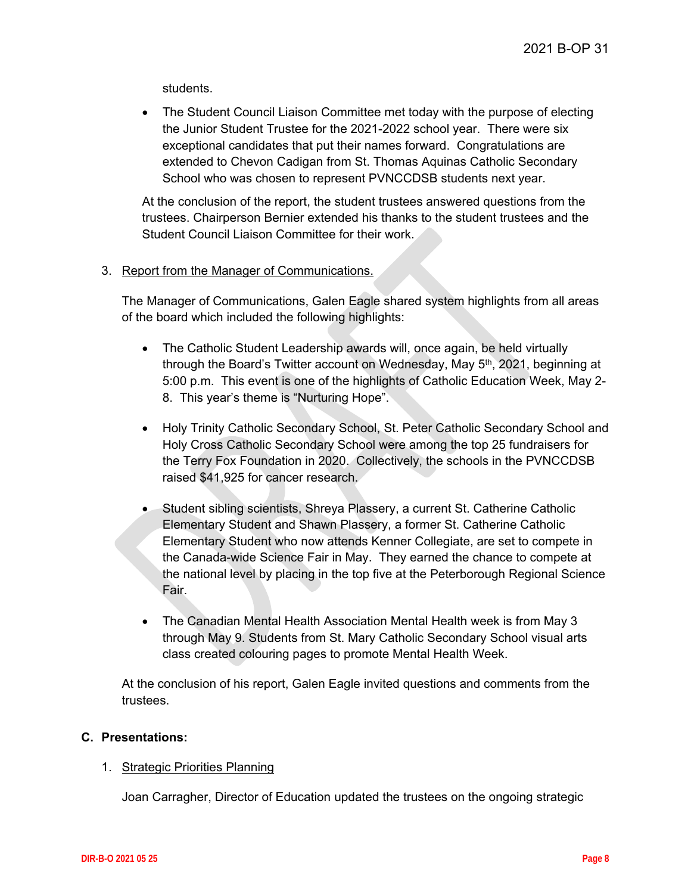students.

- The Student Council Liaison Committee met today with the purpose of electing the Junior Student Trustee for the 2021-2022 school year. There were six exceptional candidates that put their names forward. Congratulations are extended to Chevon Cadigan from St. Thomas Aquinas Catholic Secondary School who was chosen to represent PVNCCDSB students next year.

At the conclusion of the report, the student trustees answered questions from the trustees. Chairperson Bernier extended his thanks to the student trustees and the Student Council Liaison Committee for their work.

3. Report from the Manager of Communications.

The Manager of Communications, Galen Eagle shared system highlights from all areas of the board which included the following highlights:

- The Catholic Student Leadership awards will, once again, be held virtually through the Board's Twitter account on Wednesday, May 5th, 2021, beginning at 5:00 p.m. This event is one of the highlights of Catholic Education Week, May 2-8. This year's theme is "Nurturing Hope".

- Holy Trinity Catholic Secondary School, St. Peter Catholic Secondary School and Holy Cross Catholic Secondary School were among the top 25 fundraisers for the Terry Fox Foundation in 2020. Collectively, the schools in the PVNCCDSB raised $41,925 for cancer research.

- Student sibling scientists, Shreya Plassery, a current St. Catherine Catholic Elementary Student and Shawn Plassery, a former St. Catherine Catholic Elementary Student who now attends Kenner Collegiate, are set to compete in the Canada-wide Science Fair in May. They earned the chance to compete at the national level by placing in the top five at the Peterborough Regional Science Fair.

- The Canadian Mental Health Association Mental Health week is from May 3 through May 9. Students from St. Mary Catholic Secondary School visual arts class created colouring pages to promote Mental Health Week.

At the conclusion of his report, Galen Eagle invited questions and comments from the trustees.

**C. Presentations:**

1. Strategic Priorities Planning

Joan Carragher, Director of Education updated the trustees on the ongoing strategic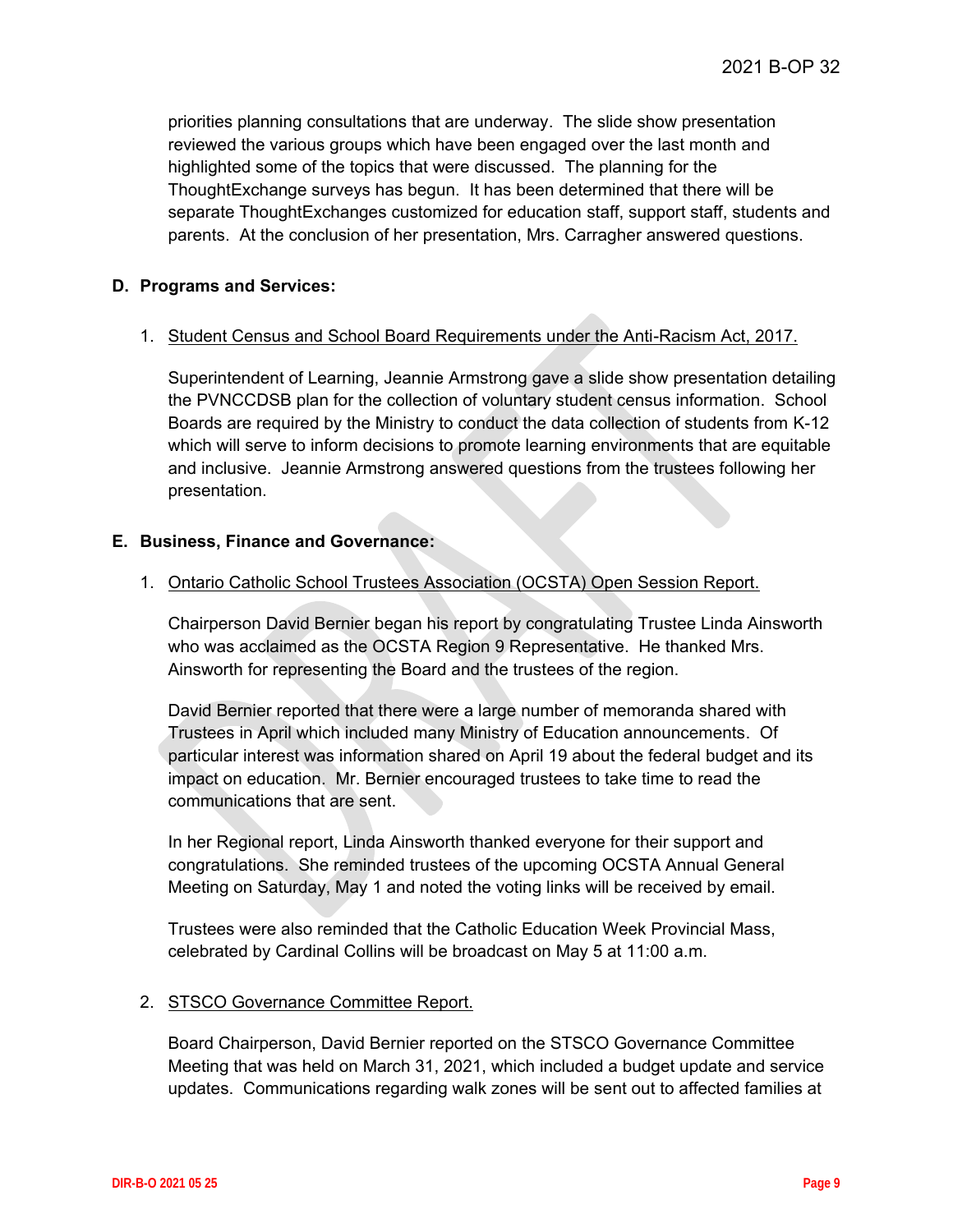priorities planning consultations that are underway. The slide show presentation reviewed the various groups which have been engaged over the last month and highlighted some of the topics that were discussed. The planning for the ThoughtExchange surveys has begun. It has been determined that there will be separate ThoughtExchanges customized for education staff, support staff, students and parents. At the conclusion of her presentation, Mrs. Carragher answered questions.

**D. Programs and Services:**

1. Student Census and School Board Requirements under the Anti-Racism Act, 2017.

   Superintendent of Learning, Jeannie Armstrong gave a slide show presentation detailing the PVNCCDSB plan for the collection of voluntary student census information. School Boards are required by the Ministry to conduct the data collection of students from K-12 which will serve to inform decisions to promote learning environments that are equitable and inclusive. Jeannie Armstrong answered questions from the trustees following her presentation.

**E. Business, Finance and Governance:**

1. Ontario Catholic School Trustees Association (OCSTA) Open Session Report.

   Chairperson David Bernier began his report by congratulating Trustee Linda Ainsworth who was acclaimed as the OCSTA Region 9 Representative. He thanked Mrs. Ainsworth for representing the Board and the trustees of the region.

   David Bernier reported that there were a large number of memoranda shared with Trustees in April which included many Ministry of Education announcements. Of particular interest was information shared on April 19 about the federal budget and its impact on education. Mr. Bernier encouraged trustees to take time to read the communications that are sent.

   In her Regional report, Linda Ainsworth thanked everyone for their support and congratulations. She reminded trustees of the upcoming OCSTA Annual General Meeting on Saturday, May 1 and noted the voting links will be received by email.

   Trustees were also reminded that the Catholic Education Week Provincial Mass, celebrated by Cardinal Collins will be broadcast on May 5 at 11:00 a.m.

2. STSCO Governance Committee Report.

   Board Chairperson, David Bernier reported on the STSCO Governance Committee Meeting that was held on March 31, 2021, which included a budget update and service updates. Communications regarding walk zones will be sent out to affected families at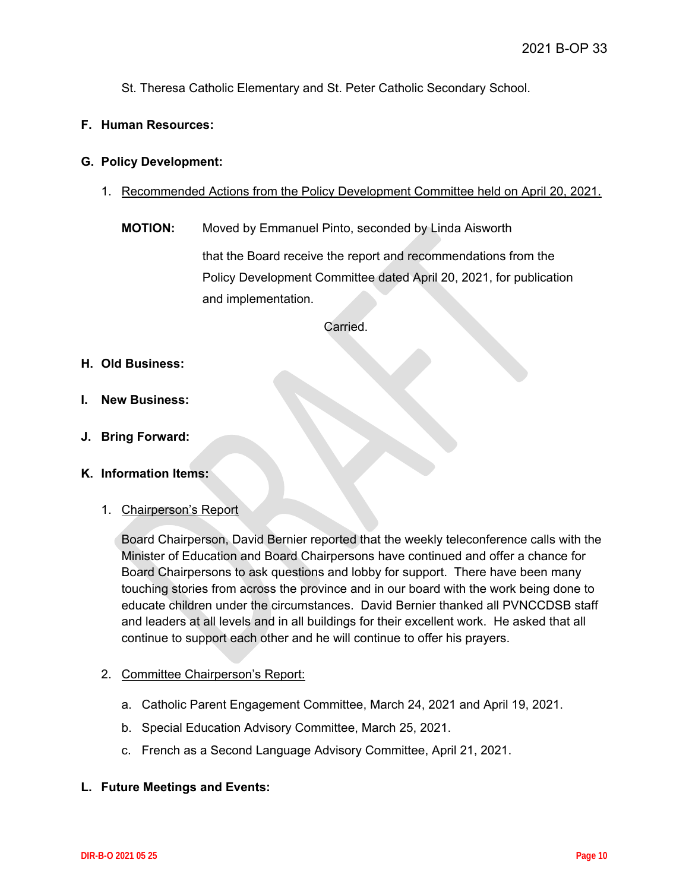St. Theresa Catholic Elementary and St. Peter Catholic Secondary School.

## F. Human Resources:

## G. Policy Development:

1. Recommended Actions from the Policy Development Committee held on April 20, 2021.

**MOTION:** Moved by Emmanuel Pinto, seconded by Linda Aisworth

that the Board receive the report and recommendations from the Policy Development Committee dated April 20, 2021, for publication and implementation.

Carried.

## H. Old Business:

## I. New Business:

## J. Bring Forward:

## K. Information Items:

1. Chairperson's Report

Board Chairperson, David Bernier reported that the weekly teleconference calls with the Minister of Education and Board Chairpersons have continued and offer a chance for Board Chairpersons to ask questions and lobby for support. There have been many touching stories from across the province and in our board with the work being done to educate children under the circumstances. David Bernier thanked all PVNCCDSB staff and leaders at all levels and in all buildings for their excellent work. He asked that all continue to support each other and he will continue to offer his prayers.

2. Committee Chairperson's Report:

   a. Catholic Parent Engagement Committee, March 24, 2021 and April 19, 2021.

   b. Special Education Advisory Committee, March 25, 2021.

   c. French as a Second Language Advisory Committee, April 21, 2021.

## L. Future Meetings and Events: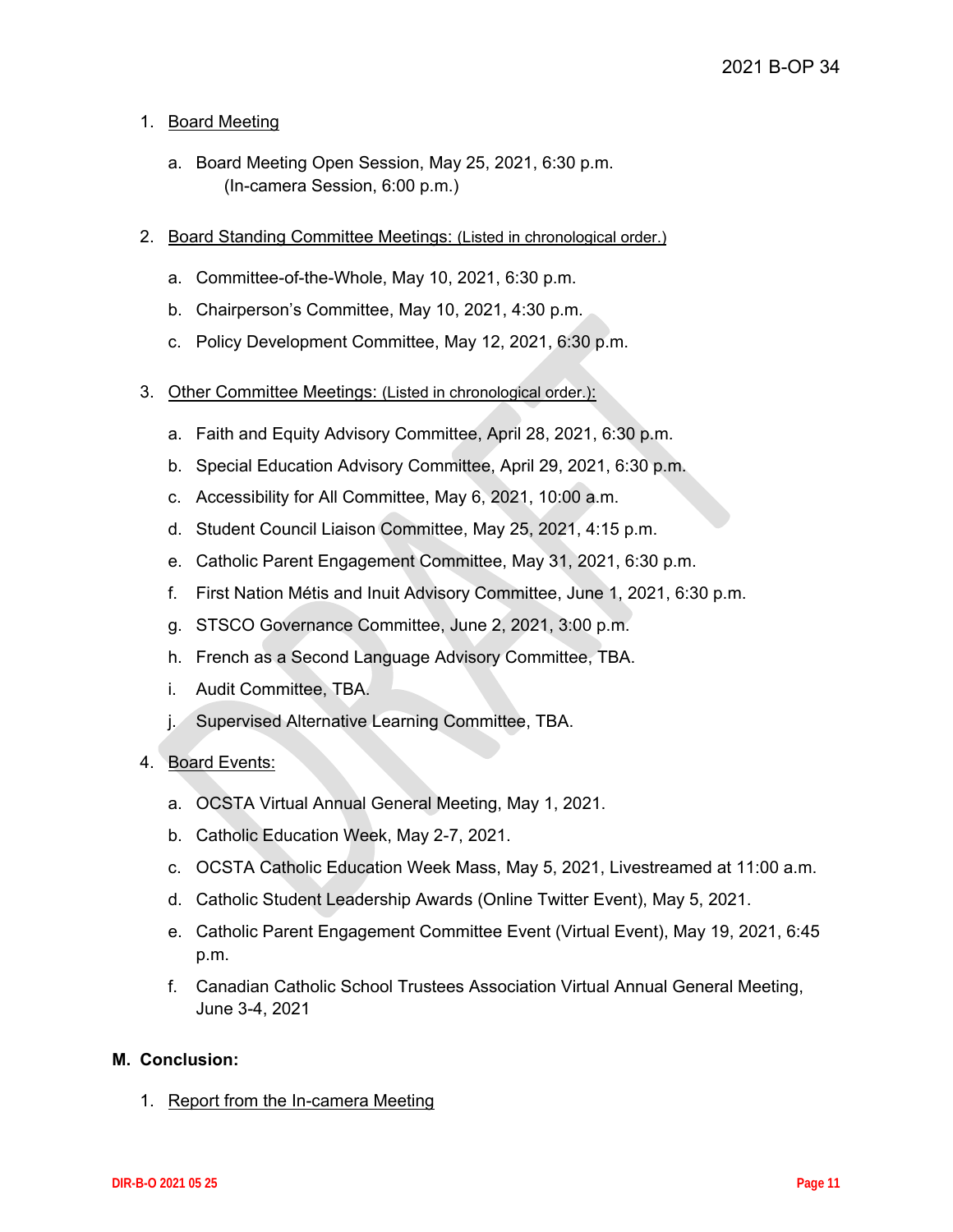1. Board Meeting

    a. Board Meeting Open Session, May 25, 2021, 6:30 p.m.
       (In-camera Session, 6:00 p.m.)

2. Board Standing Committee Meetings: (Listed in chronological order.)

    a. Committee-of-the-Whole, May 10, 2021, 6:30 p.m.

    b. Chairperson's Committee, May 10, 2021, 4:30 p.m.

    c. Policy Development Committee, May 12, 2021, 6:30 p.m.

3. Other Committee Meetings: (Listed in chronological order.):

    a. Faith and Equity Advisory Committee, April 28, 2021, 6:30 p.m.

    b. Special Education Advisory Committee, April 29, 2021, 6:30 p.m.

    c. Accessibility for All Committee, May 6, 2021, 10:00 a.m.

    d. Student Council Liaison Committee, May 25, 2021, 4:15 p.m.

    e. Catholic Parent Engagement Committee, May 31, 2021, 6:30 p.m.

    f. First Nation Métis and Inuit Advisory Committee, June 1, 2021, 6:30 p.m.

    g. STSCO Governance Committee, June 2, 2021, 3:00 p.m.

    h. French as a Second Language Advisory Committee, TBA.

    i. Audit Committee, TBA.

    j. Supervised Alternative Learning Committee, TBA.

4. Board Events:

    a. OCSTA Virtual Annual General Meeting, May 1, 2021.

    b. Catholic Education Week, May 2-7, 2021.

    c. OCSTA Catholic Education Week Mass, May 5, 2021, Livestreamed at 11:00 a.m.

    d. Catholic Student Leadership Awards (Online Twitter Event), May 5, 2021.

    e. Catholic Parent Engagement Committee Event (Virtual Event), May 19, 2021, 6:45 p.m.

    f. Canadian Catholic School Trustees Association Virtual Annual General Meeting, June 3-4, 2021

**M. Conclusion:**

1. Report from the In-camera Meeting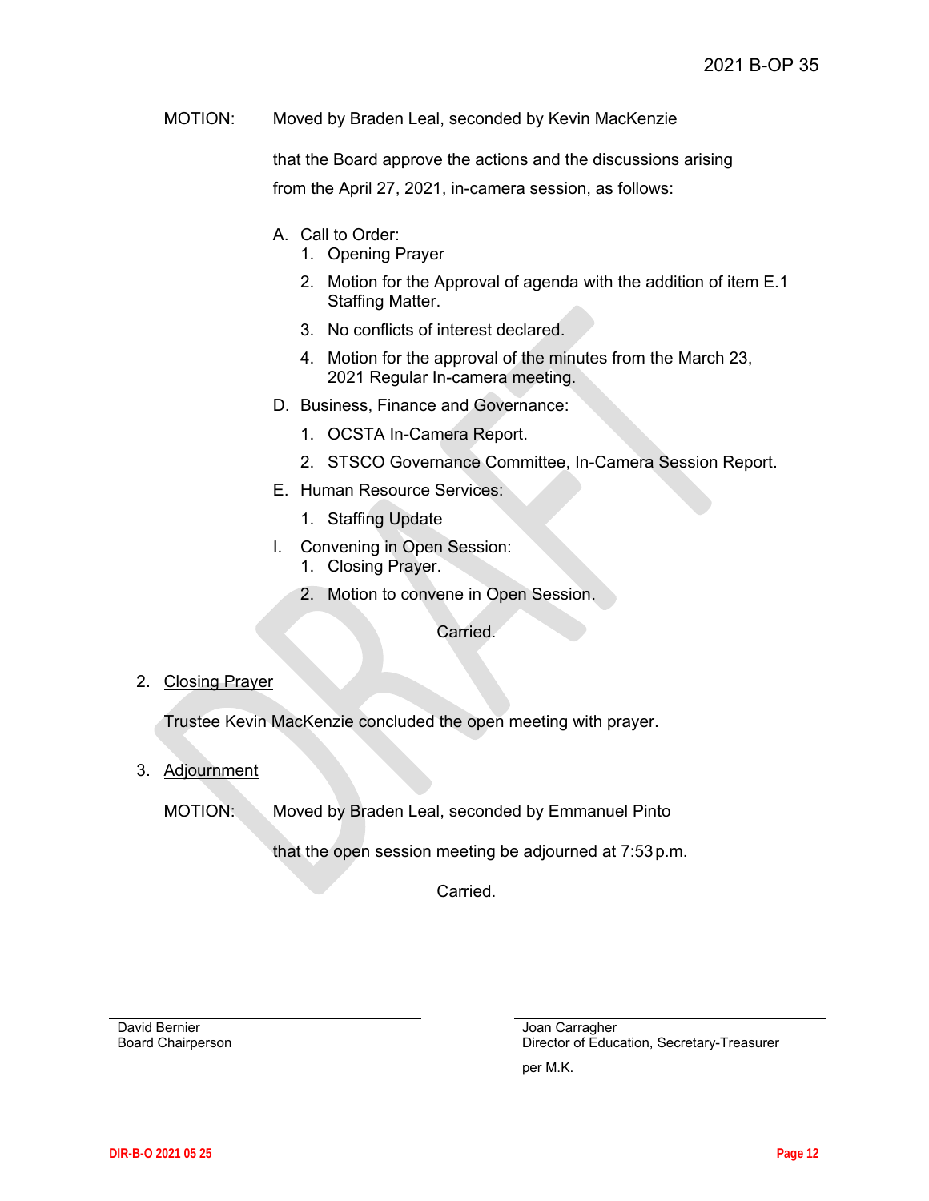MOTION: Moved by Braden Leal, seconded by Kevin MacKenzie

that the Board approve the actions and the discussions arising from the April 27, 2021, in-camera session, as follows:

A. Call to Order:
   1. Opening Prayer
   2. Motion for the Approval of agenda with the addition of item E.1 Staffing Matter.
   3. No conflicts of interest declared.
   4. Motion for the approval of the minutes from the March 23, 2021 Regular In-camera meeting.

D. Business, Finance and Governance:
   1. OCSTA In-Camera Report.
   2. STSCO Governance Committee, In-Camera Session Report.

E. Human Resource Services:
   1. Staffing Update

I. Convening in Open Session:
   1. Closing Prayer.
   2. Motion to convene in Open Session.

Carried.

2. Closing Prayer

Trustee Kevin MacKenzie concluded the open meeting with prayer.

3. Adjournment

MOTION: Moved by Braden Leal, seconded by Emmanuel Pinto

that the open session meeting be adjourned at 7:53 p.m.

Carried.

David Bernier
Board Chairperson

Joan Carragher
Director of Education, Secretary-Treasurer
per M.K.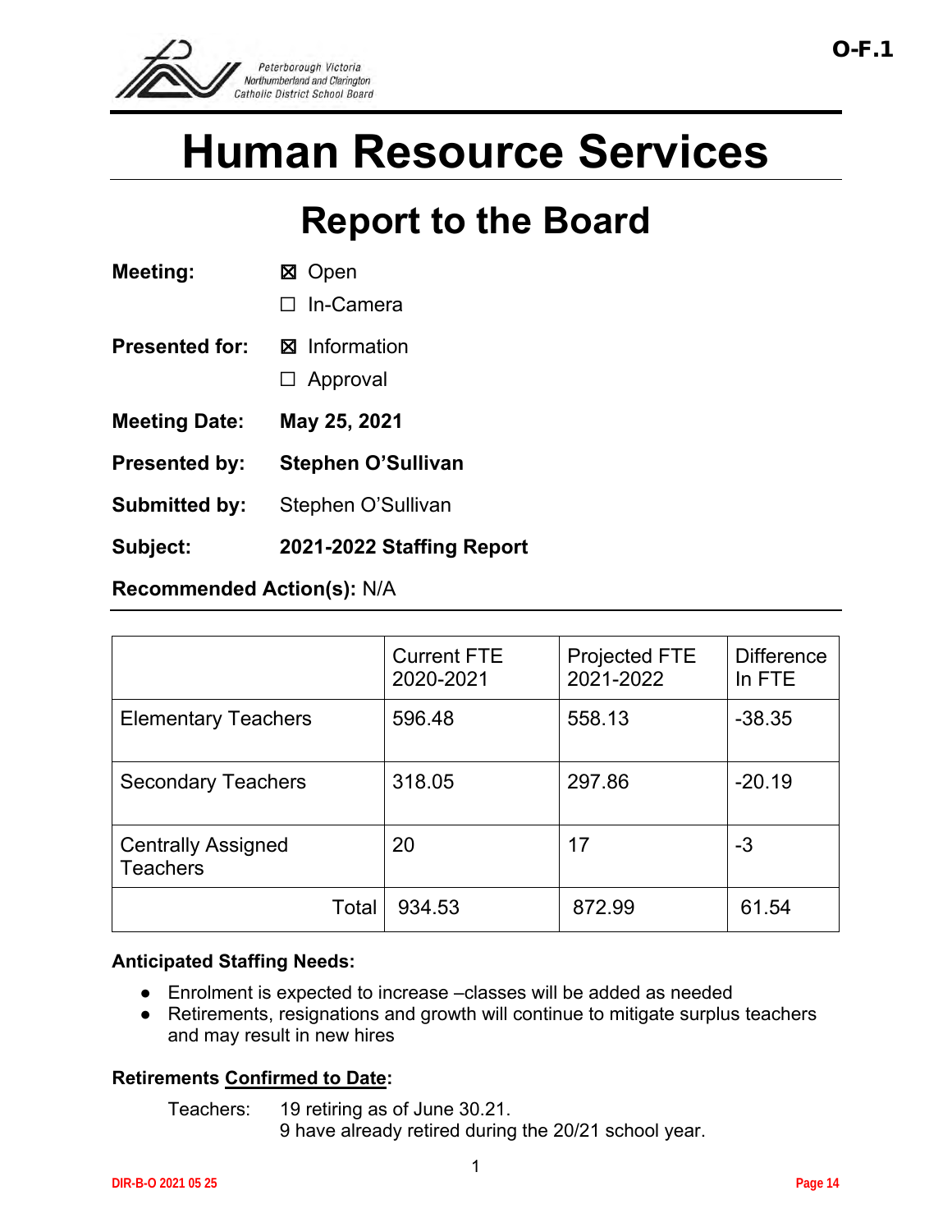O-F.1

Peterborough Victoria Northumberland and Clarington Catholic District School Board

# Human Resource Services

## Report to the Board

**Meeting:** ☒ Open
☐ In-Camera

**Presented for:** ☒ Information
☐ Approval

**Meeting Date:** **May 25, 2021**

**Presented by:** **Stephen O'Sullivan**

**Submitted by:** Stephen O'Sullivan

**Subject:** **2021-2022 Staffing Report**

**Recommended Action(s):** N/A

| | Current FTE 2020-2021 | Projected FTE 2021-2022 | Difference In FTE |
|---|---|---|---|
| Elementary Teachers | 596.48 | 558.13 | -38.35 |
| Secondary Teachers | 318.05 | 297.86 | -20.19 |
| Centrally Assigned Teachers | 20 | 17 | -3 |
| Total | 934.53 | 872.99 | 61.54 |

**Anticipated Staffing Needs:**

- Enrolment is expected to increase –classes will be added as needed
- Retirements, resignations and growth will continue to mitigate surplus teachers and may result in new hires

**Retirements Confirmed to Date:**

Teachers: 19 retiring as of June 30.21.
9 have already retired during the 20/21 school year.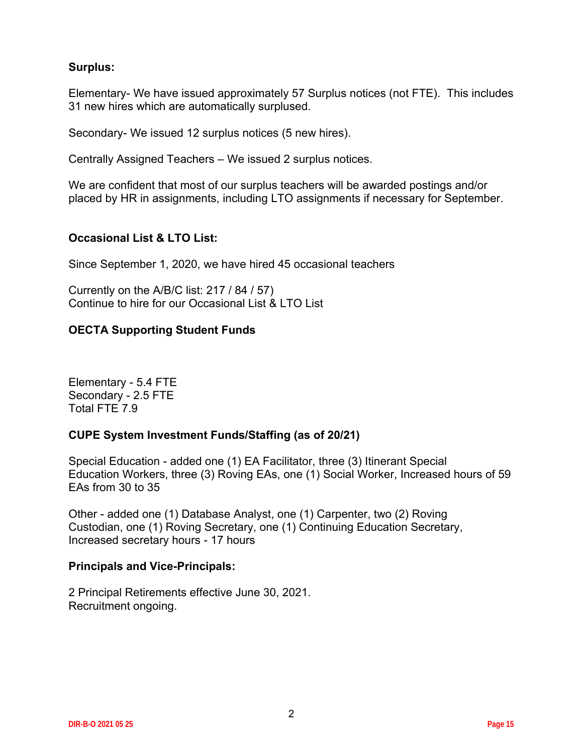**Surplus:**

Elementary- We have issued approximately 57 Surplus notices (not FTE). This includes 31 new hires which are automatically surplused.

Secondary- We issued 12 surplus notices (5 new hires).

Centrally Assigned Teachers – We issued 2 surplus notices.

We are confident that most of our surplus teachers will be awarded postings and/or placed by HR in assignments, including LTO assignments if necessary for September.

**Occasional List & LTO List:**

Since September 1, 2020, we have hired 45 occasional teachers

Currently on the A/B/C list: 217 / 84 / 57)
Continue to hire for our Occasional List & LTO List

**OECTA Supporting Student Funds**

Elementary - 5.4 FTE
Secondary - 2.5 FTE
Total FTE 7.9

**CUPE System Investment Funds/Staffing (as of 20/21)**

Special Education - added one (1) EA Facilitator, three (3) Itinerant Special Education Workers, three (3) Roving EAs, one (1) Social Worker, Increased hours of 59 EAs from 30 to 35

Other - added one (1) Database Analyst, one (1) Carpenter, two (2) Roving Custodian, one (1) Roving Secretary, one (1) Continuing Education Secretary, Increased secretary hours - 17 hours

**Principals and Vice-Principals:**

2 Principal Retirements effective June 30, 2021.
Recruitment ongoing.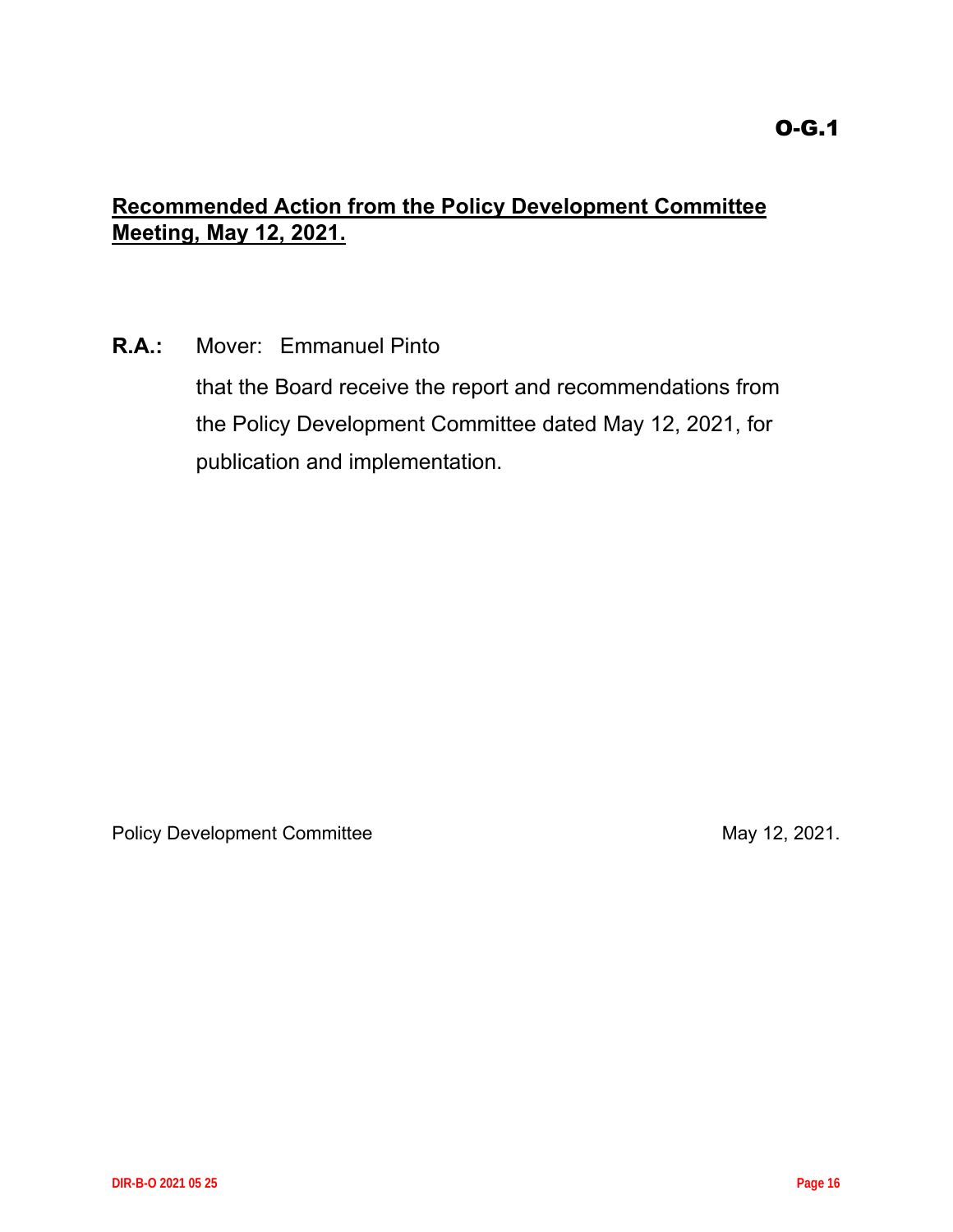O-G.1

**Recommended Action from the Policy Development Committee Meeting, May 12, 2021.**

**R.A.:** Mover: Emmanuel Pinto

that the Board receive the report and recommendations from the Policy Development Committee dated May 12, 2021, for publication and implementation.

Policy Development Committee May 12, 2021.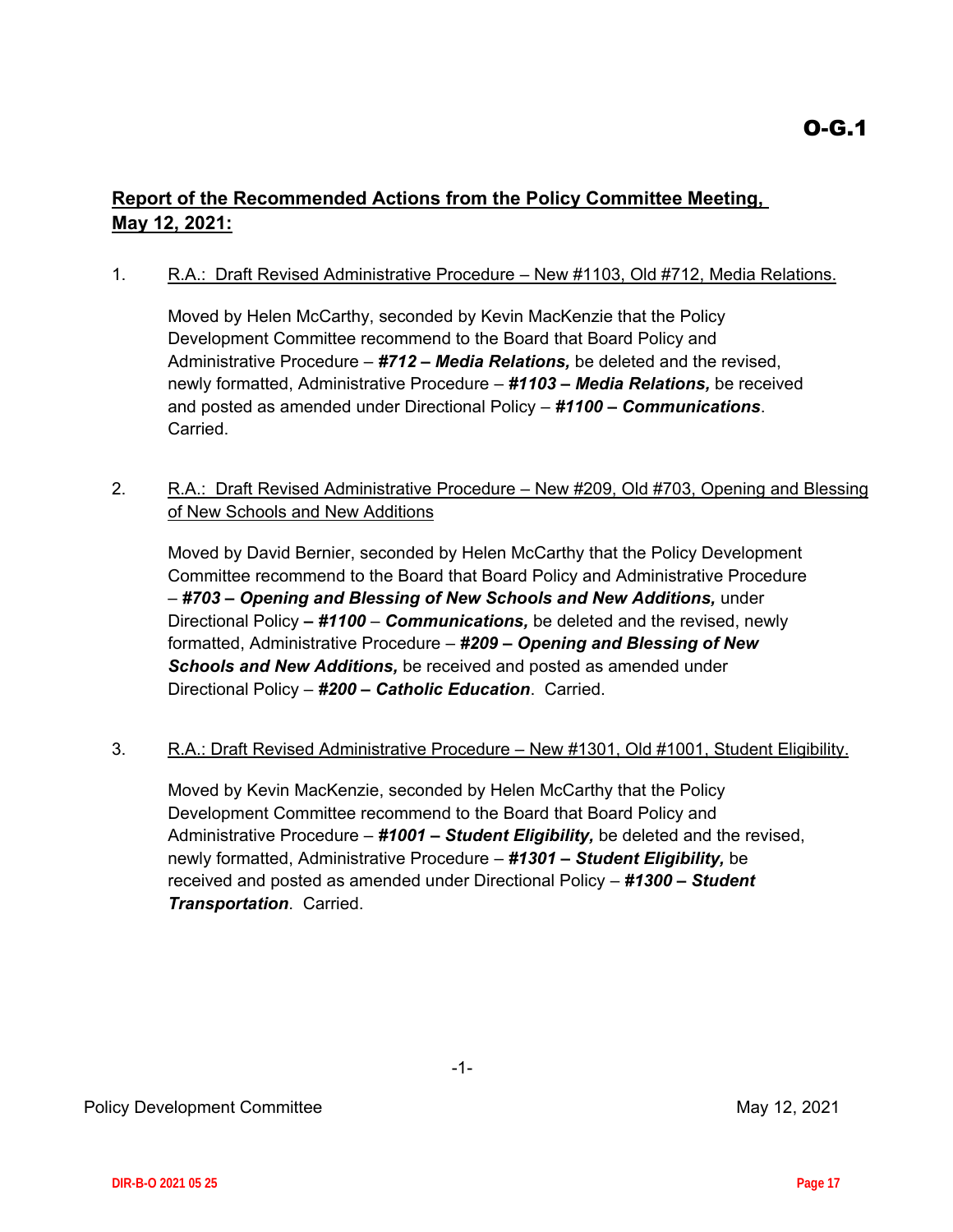# O-G.1

**Report of the Recommended Actions from the Policy Committee Meeting, May 12, 2021:**

1. R.A.: Draft Revised Administrative Procedure – New #1103, Old #712, Media Relations.

   Moved by Helen McCarthy, seconded by Kevin MacKenzie that the Policy Development Committee recommend to the Board that Board Policy and Administrative Procedure – ***#712 – Media Relations,*** be deleted and the revised, newly formatted, Administrative Procedure – ***#1103 – Media Relations,*** be received and posted as amended under Directional Policy – ***#1100 – Communications***. Carried.

2. R.A.: Draft Revised Administrative Procedure – New #209, Old #703, Opening and Blessing of New Schools and New Additions

   Moved by David Bernier, seconded by Helen McCarthy that the Policy Development Committee recommend to the Board that Board Policy and Administrative Procedure – ***#703 – Opening and Blessing of New Schools and New Additions,*** under Directional Policy ***– #1100*** – ***Communications,*** be deleted and the revised, newly formatted, Administrative Procedure – ***#209 – Opening and Blessing of New Schools and New Additions,*** be received and posted as amended under Directional Policy – ***#200 – Catholic Education***. Carried.

3. R.A.: Draft Revised Administrative Procedure – New #1301, Old #1001, Student Eligibility.

   Moved by Kevin MacKenzie, seconded by Helen McCarthy that the Policy Development Committee recommend to the Board that Board Policy and Administrative Procedure – ***#1001 – Student Eligibility,*** be deleted and the revised, newly formatted, Administrative Procedure – ***#1301 – Student Eligibility,*** be received and posted as amended under Directional Policy – ***#1300 – Student Transportation***. Carried.

Policy Development Committee — May 12, 2021